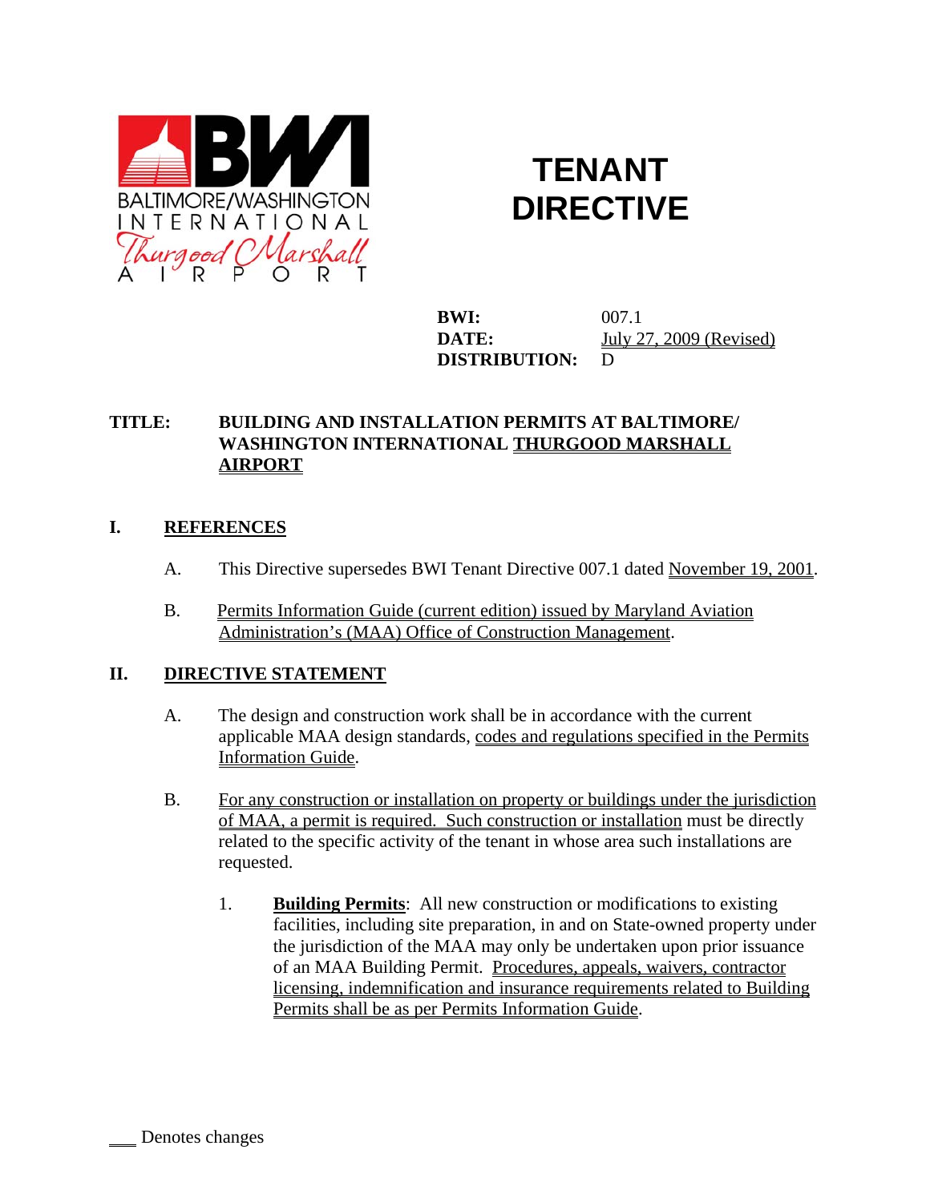# TENANT DIRECTIVE

**BWI:** 007.1
**DATE:** July 27, 2009 (Revised)
**DISTRIBUTION:** D

**TITLE:** **BUILDING AND INSTALLATION PERMITS AT BALTIMORE/ WASHINGTON INTERNATIONAL THURGOOD MARSHALL AIRPORT**

## I. REFERENCES

A. This Directive supersedes BWI Tenant Directive 007.1 dated November 19, 2001.

B. Permits Information Guide (current edition) issued by Maryland Aviation Administration's (MAA) Office of Construction Management.

## II. DIRECTIVE STATEMENT

A. The design and construction work shall be in accordance with the current applicable MAA design standards, codes and regulations specified in the Permits Information Guide.

B. For any construction or installation on property or buildings under the jurisdiction of MAA, a permit is required. Such construction or installation must be directly related to the specific activity of the tenant in whose area such installations are requested.

1. **Building Permits**: All new construction or modifications to existing facilities, including site preparation, in and on State-owned property under the jurisdiction of the MAA may only be undertaken upon prior issuance of an MAA Building Permit. Procedures, appeals, waivers, contractor licensing, indemnification and insurance requirements related to Building Permits shall be as per Permits Information Guide.

___ Denotes changes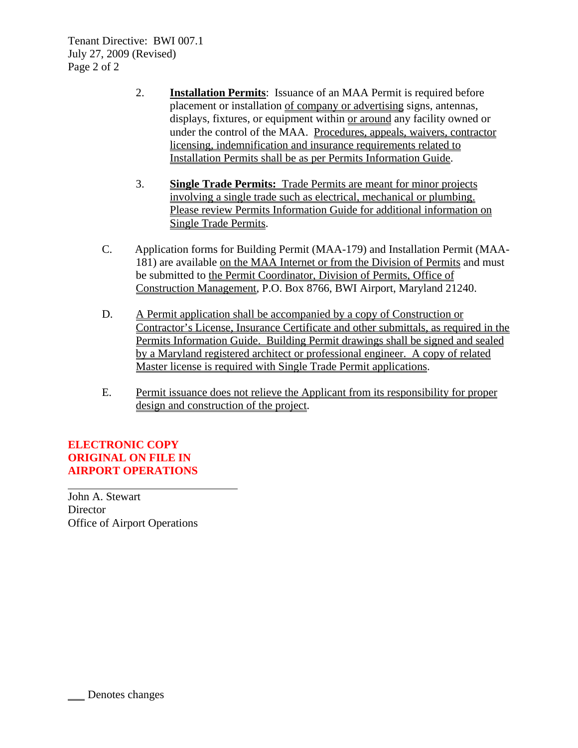2. **Installation Permits**: Issuance of an MAA Permit is required before placement or installation of company or advertising signs, antennas, displays, fixtures, or equipment within or around any facility owned or under the control of the MAA. Procedures, appeals, waivers, contractor licensing, indemnification and insurance requirements related to Installation Permits shall be as per Permits Information Guide.

3. **Single Trade Permits:** Trade Permits are meant for minor projects involving a single trade such as electrical, mechanical or plumbing. Please review Permits Information Guide for additional information on Single Trade Permits.

C. Application forms for Building Permit (MAA-179) and Installation Permit (MAA-181) are available on the MAA Internet or from the Division of Permits and must be submitted to the Permit Coordinator, Division of Permits, Office of Construction Management, P.O. Box 8766, BWI Airport, Maryland 21240.

D. A Permit application shall be accompanied by a copy of Construction or Contractor's License, Insurance Certificate and other submittals, as required in the Permits Information Guide. Building Permit drawings shall be signed and sealed by a Maryland registered architect or professional engineer. A copy of related Master license is required with Single Trade Permit applications.

E. Permit issuance does not relieve the Applicant from its responsibility for proper design and construction of the project.

**ELECTRONIC COPY**
**ORIGINAL ON FILE IN**
**AIRPORT OPERATIONS**

John A. Stewart
Director
Office of Airport Operations

___ Denotes changes